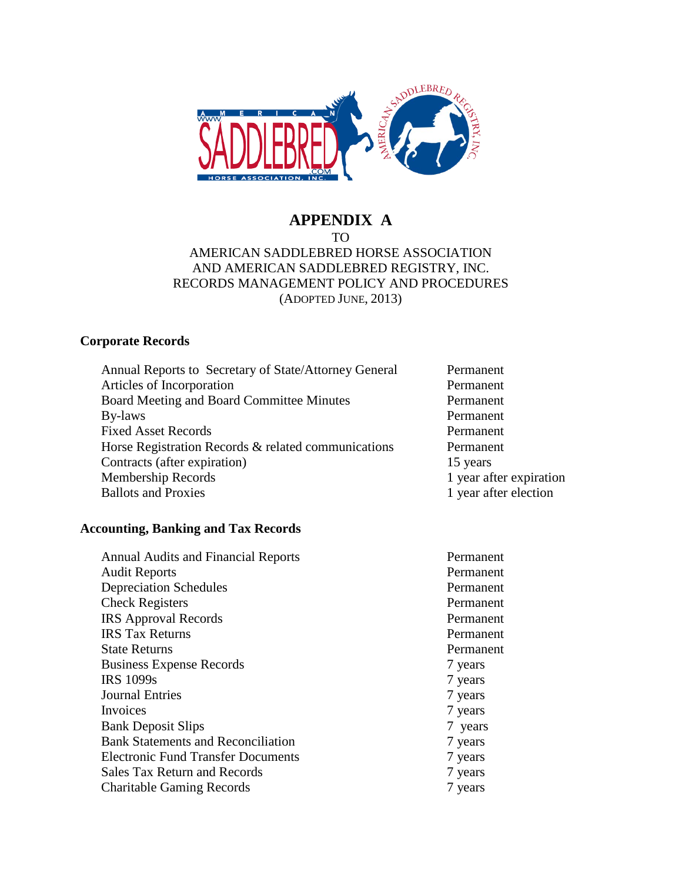# APPENDIX A

TO

AMERICAN SADDLEBRED HORSE ASSOCIATION
AND AMERICAN SADDLEBRED REGISTRY, INC.
RECORDS MANAGEMENT POLICY AND PROCEDURES
(ADOPTED JUNE, 2013)

## Corporate Records

| | |
|---|---|
| Annual Reports to Secretary of State/Attorney General | Permanent |
| Articles of Incorporation | Permanent |
| Board Meeting and Board Committee Minutes | Permanent |
| By-laws | Permanent |
| Fixed Asset Records | Permanent |
| Horse Registration Records & related communications | Permanent |
| Contracts (after expiration) | 15 years |
| Membership Records | 1 year after expiration |
| Ballots and Proxies | 1 year after election |

## Accounting, Banking and Tax Records

| | |
|---|---|
| Annual Audits and Financial Reports | Permanent |
| Audit Reports | Permanent |
| Depreciation Schedules | Permanent |
| Check Registers | Permanent |
| IRS Approval Records | Permanent |
| IRS Tax Returns | Permanent |
| State Returns | Permanent |
| Business Expense Records | 7 years |
| IRS 1099s | 7 years |
| Journal Entries | 7 years |
| Invoices | 7 years |
| Bank Deposit Slips | 7 years |
| Bank Statements and Reconciliation | 7 years |
| Electronic Fund Transfer Documents | 7 years |
| Sales Tax Return and Records | 7 years |
| Charitable Gaming Records | 7 years |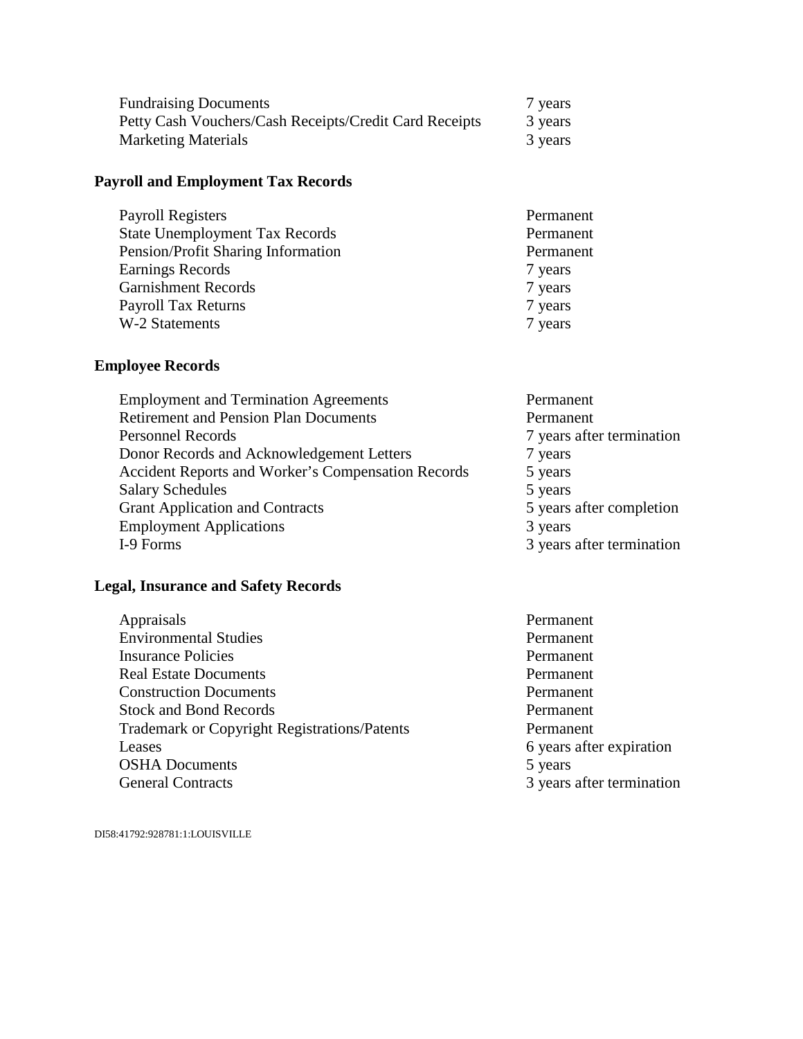| | |
|---|---|
| Fundraising Documents | 7 years |
| Petty Cash Vouchers/Cash Receipts/Credit Card Receipts | 3 years |
| Marketing Materials | 3 years |

**Payroll and Employment Tax Records**

| | |
|---|---|
| Payroll Registers | Permanent |
| State Unemployment Tax Records | Permanent |
| Pension/Profit Sharing Information | Permanent |
| Earnings Records | 7 years |
| Garnishment Records | 7 years |
| Payroll Tax Returns | 7 years |
| W-2 Statements | 7 years |

**Employee Records**

| | |
|---|---|
| Employment and Termination Agreements | Permanent |
| Retirement and Pension Plan Documents | Permanent |
| Personnel Records | 7 years after termination |
| Donor Records and Acknowledgement Letters | 7 years |
| Accident Reports and Worker's Compensation Records | 5 years |
| Salary Schedules | 5 years |
| Grant Application and Contracts | 5 years after completion |
| Employment Applications | 3 years |
| I-9 Forms | 3 years after termination |

**Legal, Insurance and Safety Records**

| | |
|---|---|
| Appraisals | Permanent |
| Environmental Studies | Permanent |
| Insurance Policies | Permanent |
| Real Estate Documents | Permanent |
| Construction Documents | Permanent |
| Stock and Bond Records | Permanent |
| Trademark or Copyright Registrations/Patents | Permanent |
| Leases | 6 years after expiration |
| OSHA Documents | 5 years |
| General Contracts | 3 years after termination |

DI58:41792:928781:1:LOUISVILLE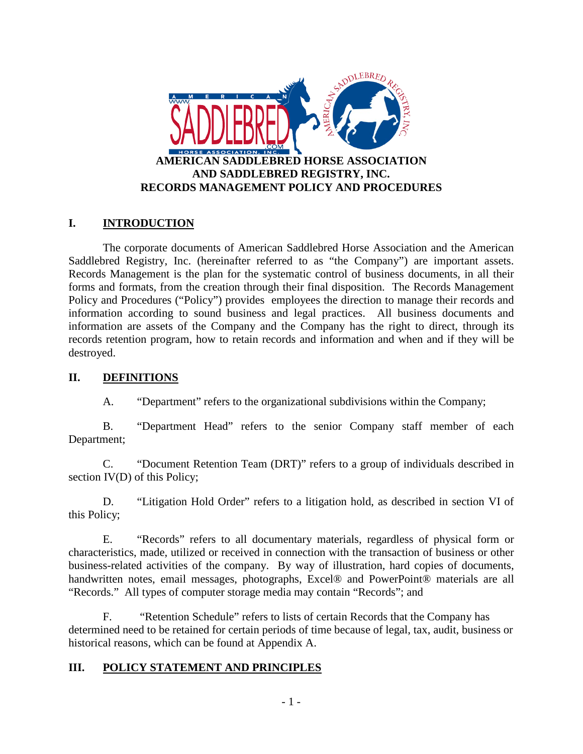# AMERICAN SADDLEBRED HORSE ASSOCIATION AND SADDLEBRED REGISTRY, INC. RECORDS MANAGEMENT POLICY AND PROCEDURES

## I. INTRODUCTION

The corporate documents of American Saddlebred Horse Association and the American Saddlebred Registry, Inc. (hereinafter referred to as "the Company") are important assets. Records Management is the plan for the systematic control of business documents, in all their forms and formats, from the creation through their final disposition. The Records Management Policy and Procedures ("Policy") provides employees the direction to manage their records and information according to sound business and legal practices. All business documents and information are assets of the Company and the Company has the right to direct, through its records retention program, how to retain records and information and when and if they will be destroyed.

## II. DEFINITIONS

A. "Department" refers to the organizational subdivisions within the Company;

B. "Department Head" refers to the senior Company staff member of each Department;

C. "Document Retention Team (DRT)" refers to a group of individuals described in section IV(D) of this Policy;

D. "Litigation Hold Order" refers to a litigation hold, as described in section VI of this Policy;

E. "Records" refers to all documentary materials, regardless of physical form or characteristics, made, utilized or received in connection with the transaction of business or other business-related activities of the company. By way of illustration, hard copies of documents, handwritten notes, email messages, photographs, Excel® and PowerPoint® materials are all "Records." All types of computer storage media may contain "Records"; and

F. "Retention Schedule" refers to lists of certain Records that the Company has determined need to be retained for certain periods of time because of legal, tax, audit, business or historical reasons, which can be found at Appendix A.

## III. POLICY STATEMENT AND PRINCIPLES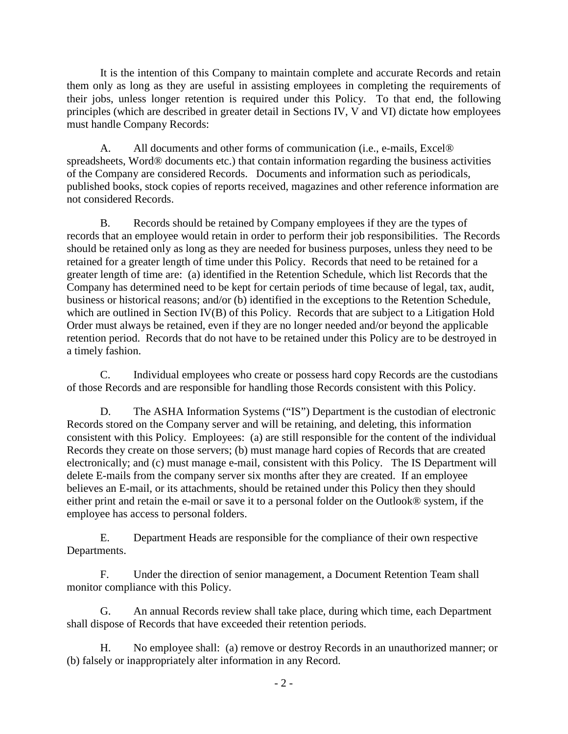It is the intention of this Company to maintain complete and accurate Records and retain them only as long as they are useful in assisting employees in completing the requirements of their jobs, unless longer retention is required under this Policy. To that end, the following principles (which are described in greater detail in Sections IV, V and VI) dictate how employees must handle Company Records:

A. All documents and other forms of communication (i.e., e-mails, Excel® spreadsheets, Word® documents etc.) that contain information regarding the business activities of the Company are considered Records. Documents and information such as periodicals, published books, stock copies of reports received, magazines and other reference information are not considered Records.

B. Records should be retained by Company employees if they are the types of records that an employee would retain in order to perform their job responsibilities. The Records should be retained only as long as they are needed for business purposes, unless they need to be retained for a greater length of time under this Policy. Records that need to be retained for a greater length of time are: (a) identified in the Retention Schedule, which list Records that the Company has determined need to be kept for certain periods of time because of legal, tax, audit, business or historical reasons; and/or (b) identified in the exceptions to the Retention Schedule, which are outlined in Section IV(B) of this Policy. Records that are subject to a Litigation Hold Order must always be retained, even if they are no longer needed and/or beyond the applicable retention period. Records that do not have to be retained under this Policy are to be destroyed in a timely fashion.

C. Individual employees who create or possess hard copy Records are the custodians of those Records and are responsible for handling those Records consistent with this Policy.

D. The ASHA Information Systems ("IS") Department is the custodian of electronic Records stored on the Company server and will be retaining, and deleting, this information consistent with this Policy. Employees: (a) are still responsible for the content of the individual Records they create on those servers; (b) must manage hard copies of Records that are created electronically; and (c) must manage e-mail, consistent with this Policy. The IS Department will delete E-mails from the company server six months after they are created. If an employee believes an E-mail, or its attachments, should be retained under this Policy then they should either print and retain the e-mail or save it to a personal folder on the Outlook® system, if the employee has access to personal folders.

E. Department Heads are responsible for the compliance of their own respective Departments.

F. Under the direction of senior management, a Document Retention Team shall monitor compliance with this Policy.

G. An annual Records review shall take place, during which time, each Department shall dispose of Records that have exceeded their retention periods.

H. No employee shall: (a) remove or destroy Records in an unauthorized manner; or (b) falsely or inappropriately alter information in any Record.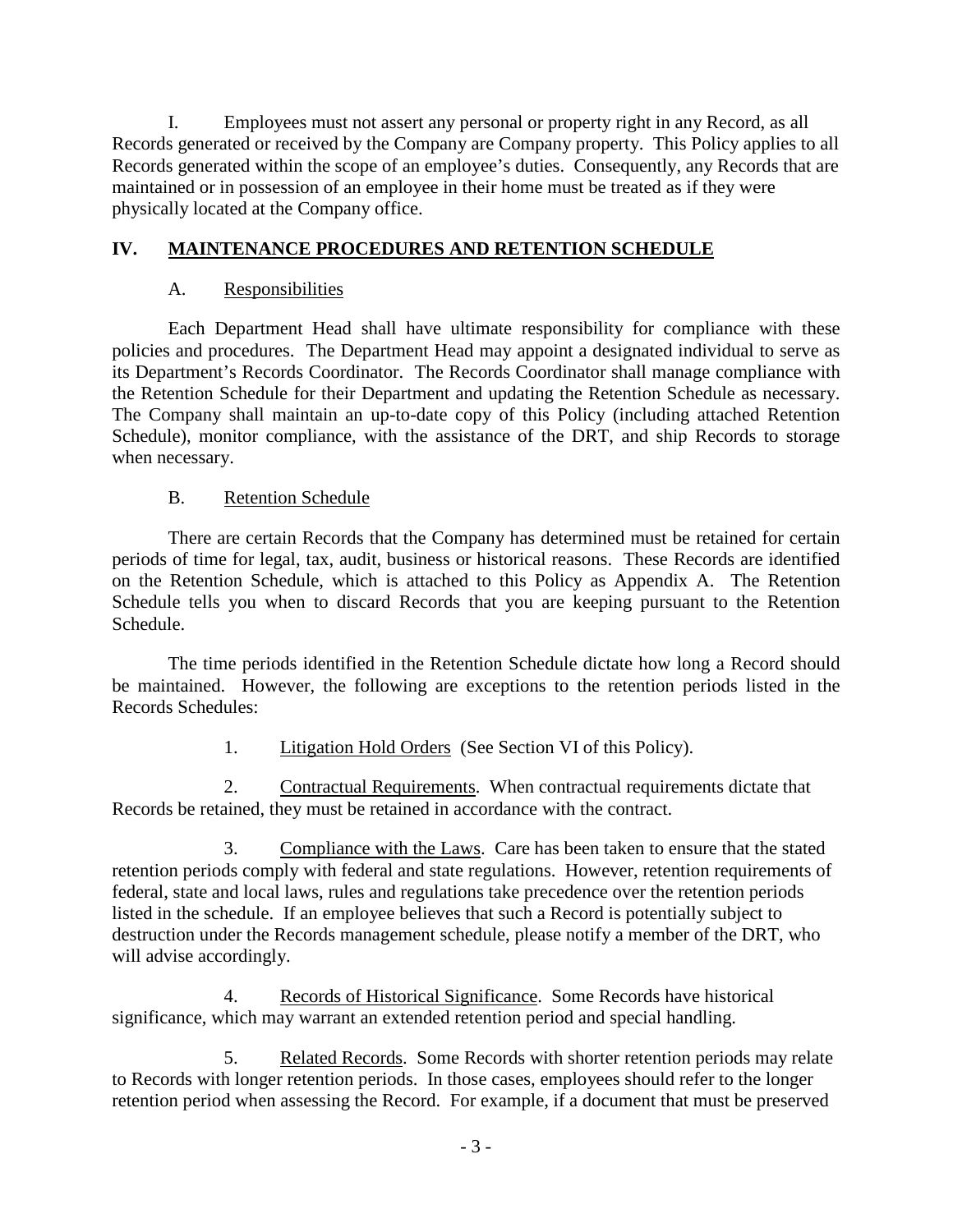I. Employees must not assert any personal or property right in any Record, as all Records generated or received by the Company are Company property. This Policy applies to all Records generated within the scope of an employee's duties. Consequently, any Records that are maintained or in possession of an employee in their home must be treated as if they were physically located at the Company office.

## IV. MAINTENANCE PROCEDURES AND RETENTION SCHEDULE

### A. Responsibilities

Each Department Head shall have ultimate responsibility for compliance with these policies and procedures. The Department Head may appoint a designated individual to serve as its Department's Records Coordinator. The Records Coordinator shall manage compliance with the Retention Schedule for their Department and updating the Retention Schedule as necessary. The Company shall maintain an up-to-date copy of this Policy (including attached Retention Schedule), monitor compliance, with the assistance of the DRT, and ship Records to storage when necessary.

### B. Retention Schedule

There are certain Records that the Company has determined must be retained for certain periods of time for legal, tax, audit, business or historical reasons. These Records are identified on the Retention Schedule, which is attached to this Policy as Appendix A. The Retention Schedule tells you when to discard Records that you are keeping pursuant to the Retention Schedule.

The time periods identified in the Retention Schedule dictate how long a Record should be maintained. However, the following are exceptions to the retention periods listed in the Records Schedules:

1. Litigation Hold Orders (See Section VI of this Policy).

2. Contractual Requirements. When contractual requirements dictate that Records be retained, they must be retained in accordance with the contract.

3. Compliance with the Laws. Care has been taken to ensure that the stated retention periods comply with federal and state regulations. However, retention requirements of federal, state and local laws, rules and regulations take precedence over the retention periods listed in the schedule. If an employee believes that such a Record is potentially subject to destruction under the Records management schedule, please notify a member of the DRT, who will advise accordingly.

4. Records of Historical Significance. Some Records have historical significance, which may warrant an extended retention period and special handling.

5. Related Records. Some Records with shorter retention periods may relate to Records with longer retention periods. In those cases, employees should refer to the longer retention period when assessing the Record. For example, if a document that must be preserved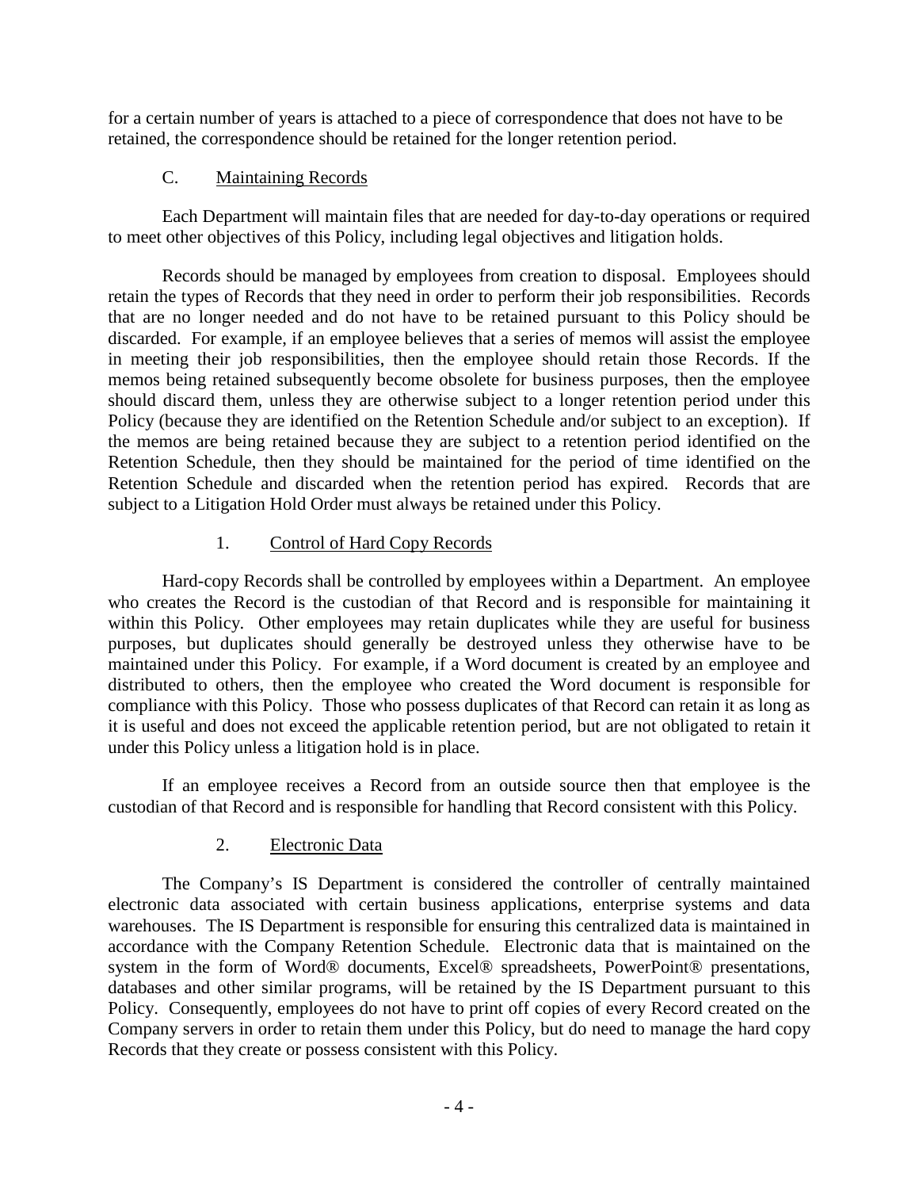for a certain number of years is attached to a piece of correspondence that does not have to be retained, the correspondence should be retained for the longer retention period.

### C. <u>Maintaining Records</u>

Each Department will maintain files that are needed for day-to-day operations or required to meet other objectives of this Policy, including legal objectives and litigation holds.

Records should be managed by employees from creation to disposal. Employees should retain the types of Records that they need in order to perform their job responsibilities. Records that are no longer needed and do not have to be retained pursuant to this Policy should be discarded. For example, if an employee believes that a series of memos will assist the employee in meeting their job responsibilities, then the employee should retain those Records. If the memos being retained subsequently become obsolete for business purposes, then the employee should discard them, unless they are otherwise subject to a longer retention period under this Policy (because they are identified on the Retention Schedule and/or subject to an exception). If the memos are being retained because they are subject to a retention period identified on the Retention Schedule, then they should be maintained for the period of time identified on the Retention Schedule and discarded when the retention period has expired. Records that are subject to a Litigation Hold Order must always be retained under this Policy.

#### 1. <u>Control of Hard Copy Records</u>

Hard-copy Records shall be controlled by employees within a Department. An employee who creates the Record is the custodian of that Record and is responsible for maintaining it within this Policy. Other employees may retain duplicates while they are useful for business purposes, but duplicates should generally be destroyed unless they otherwise have to be maintained under this Policy. For example, if a Word document is created by an employee and distributed to others, then the employee who created the Word document is responsible for compliance with this Policy. Those who possess duplicates of that Record can retain it as long as it is useful and does not exceed the applicable retention period, but are not obligated to retain it under this Policy unless a litigation hold is in place.

If an employee receives a Record from an outside source then that employee is the custodian of that Record and is responsible for handling that Record consistent with this Policy.

#### 2. <u>Electronic Data</u>

The Company's IS Department is considered the controller of centrally maintained electronic data associated with certain business applications, enterprise systems and data warehouses. The IS Department is responsible for ensuring this centralized data is maintained in accordance with the Company Retention Schedule. Electronic data that is maintained on the system in the form of Word® documents, Excel® spreadsheets, PowerPoint® presentations, databases and other similar programs, will be retained by the IS Department pursuant to this Policy. Consequently, employees do not have to print off copies of every Record created on the Company servers in order to retain them under this Policy, but do need to manage the hard copy Records that they create or possess consistent with this Policy.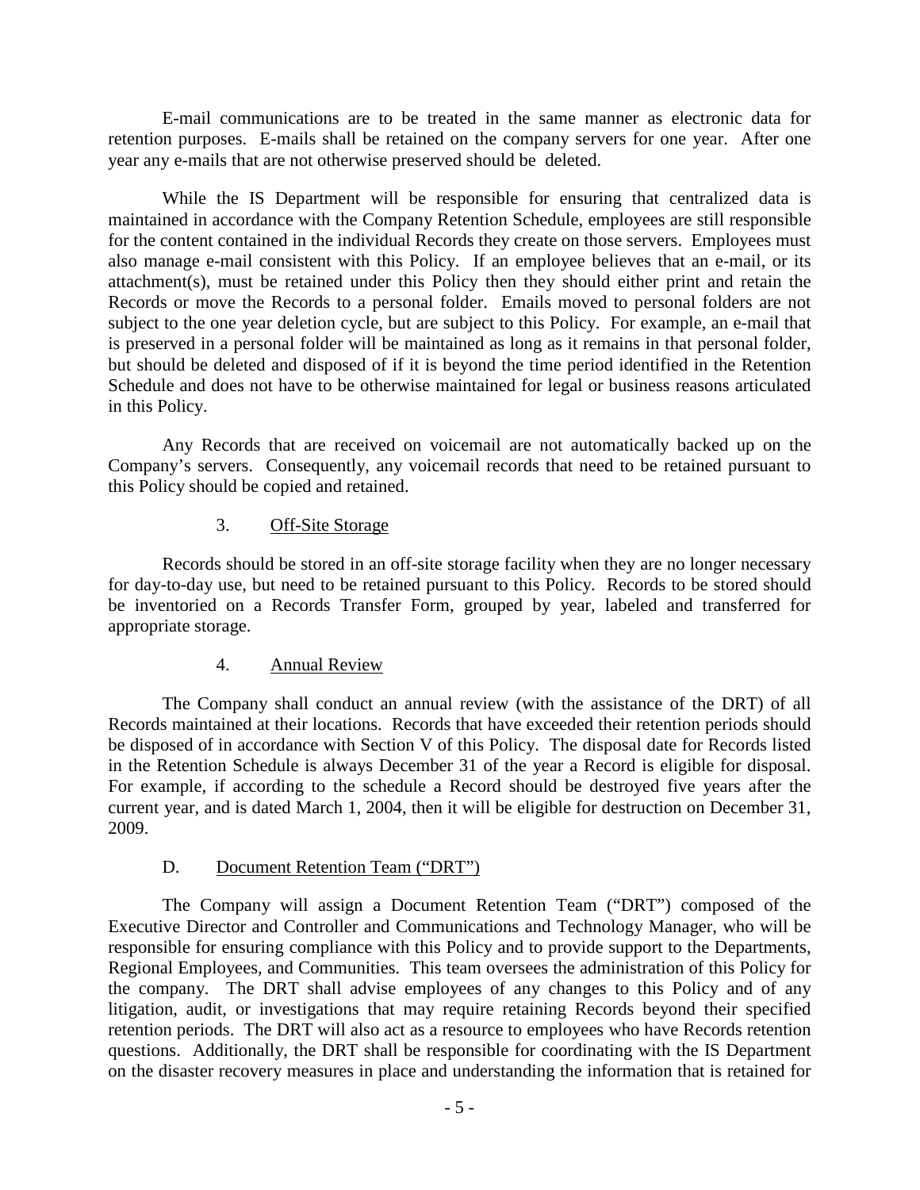E-mail communications are to be treated in the same manner as electronic data for retention purposes. E-mails shall be retained on the company servers for one year. After one year any e-mails that are not otherwise preserved should be deleted.

While the IS Department will be responsible for ensuring that centralized data is maintained in accordance with the Company Retention Schedule, employees are still responsible for the content contained in the individual Records they create on those servers. Employees must also manage e-mail consistent with this Policy. If an employee believes that an e-mail, or its attachment(s), must be retained under this Policy then they should either print and retain the Records or move the Records to a personal folder. Emails moved to personal folders are not subject to the one year deletion cycle, but are subject to this Policy. For example, an e-mail that is preserved in a personal folder will be maintained as long as it remains in that personal folder, but should be deleted and disposed of if it is beyond the time period identified in the Retention Schedule and does not have to be otherwise maintained for legal or business reasons articulated in this Policy.

Any Records that are received on voicemail are not automatically backed up on the Company's servers. Consequently, any voicemail records that need to be retained pursuant to this Policy should be copied and retained.

#### 3. Off-Site Storage

Records should be stored in an off-site storage facility when they are no longer necessary for day-to-day use, but need to be retained pursuant to this Policy. Records to be stored should be inventoried on a Records Transfer Form, grouped by year, labeled and transferred for appropriate storage.

#### 4. Annual Review

The Company shall conduct an annual review (with the assistance of the DRT) of all Records maintained at their locations. Records that have exceeded their retention periods should be disposed of in accordance with Section V of this Policy. The disposal date for Records listed in the Retention Schedule is always December 31 of the year a Record is eligible for disposal. For example, if according to the schedule a Record should be destroyed five years after the current year, and is dated March 1, 2004, then it will be eligible for destruction on December 31, 2009.

### D. Document Retention Team ("DRT")

The Company will assign a Document Retention Team ("DRT") composed of the Executive Director and Controller and Communications and Technology Manager, who will be responsible for ensuring compliance with this Policy and to provide support to the Departments, Regional Employees, and Communities. This team oversees the administration of this Policy for the company. The DRT shall advise employees of any changes to this Policy and of any litigation, audit, or investigations that may require retaining Records beyond their specified retention periods. The DRT will also act as a resource to employees who have Records retention questions. Additionally, the DRT shall be responsible for coordinating with the IS Department on the disaster recovery measures in place and understanding the information that is retained for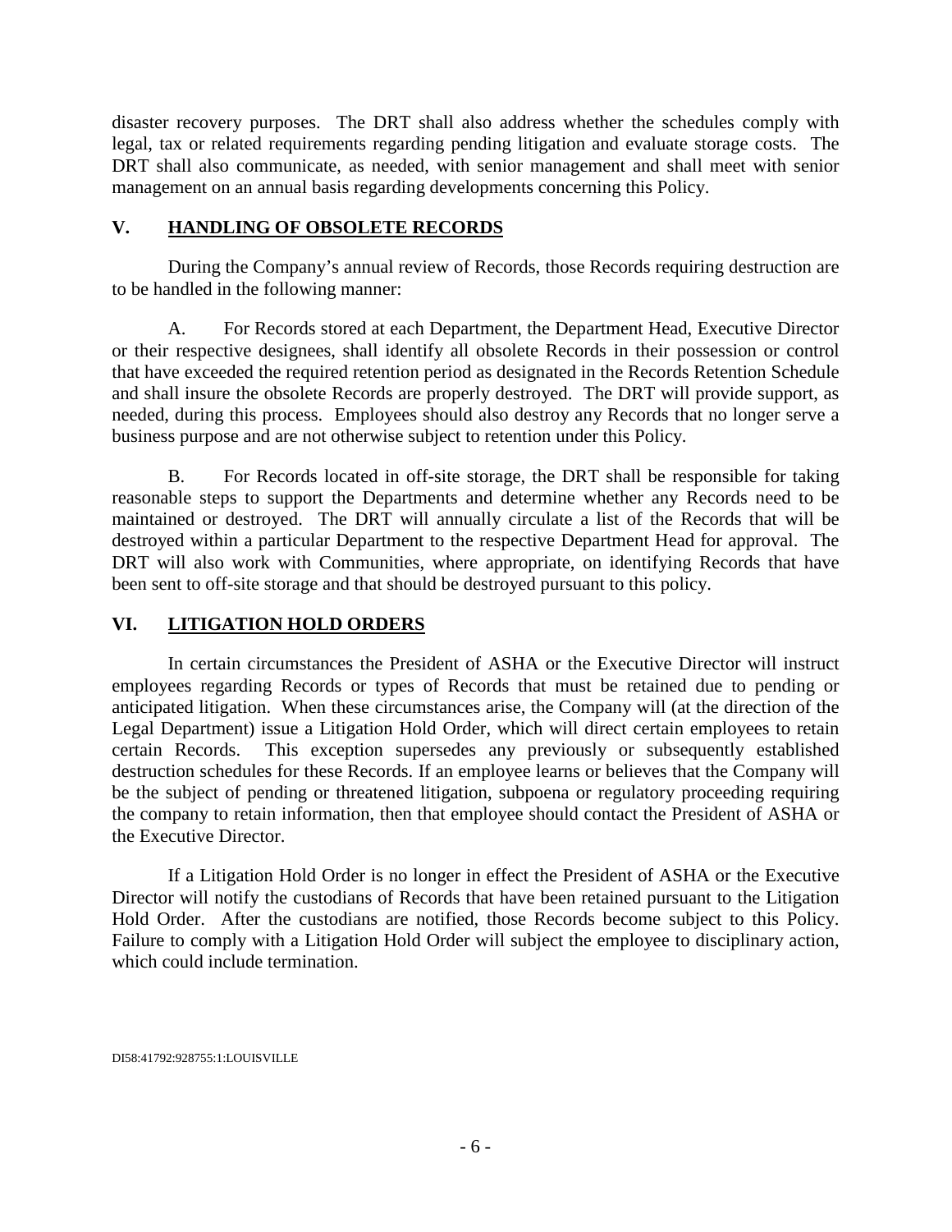disaster recovery purposes. The DRT shall also address whether the schedules comply with legal, tax or related requirements regarding pending litigation and evaluate storage costs. The DRT shall also communicate, as needed, with senior management and shall meet with senior management on an annual basis regarding developments concerning this Policy.

## V. HANDLING OF OBSOLETE RECORDS

During the Company's annual review of Records, those Records requiring destruction are to be handled in the following manner:

A. For Records stored at each Department, the Department Head, Executive Director or their respective designees, shall identify all obsolete Records in their possession or control that have exceeded the required retention period as designated in the Records Retention Schedule and shall insure the obsolete Records are properly destroyed. The DRT will provide support, as needed, during this process. Employees should also destroy any Records that no longer serve a business purpose and are not otherwise subject to retention under this Policy.

B. For Records located in off-site storage, the DRT shall be responsible for taking reasonable steps to support the Departments and determine whether any Records need to be maintained or destroyed. The DRT will annually circulate a list of the Records that will be destroyed within a particular Department to the respective Department Head for approval. The DRT will also work with Communities, where appropriate, on identifying Records that have been sent to off-site storage and that should be destroyed pursuant to this policy.

## VI. LITIGATION HOLD ORDERS

In certain circumstances the President of ASHA or the Executive Director will instruct employees regarding Records or types of Records that must be retained due to pending or anticipated litigation. When these circumstances arise, the Company will (at the direction of the Legal Department) issue a Litigation Hold Order, which will direct certain employees to retain certain Records. This exception supersedes any previously or subsequently established destruction schedules for these Records. If an employee learns or believes that the Company will be the subject of pending or threatened litigation, subpoena or regulatory proceeding requiring the company to retain information, then that employee should contact the President of ASHA or the Executive Director.

If a Litigation Hold Order is no longer in effect the President of ASHA or the Executive Director will notify the custodians of Records that have been retained pursuant to the Litigation Hold Order. After the custodians are notified, those Records become subject to this Policy. Failure to comply with a Litigation Hold Order will subject the employee to disciplinary action, which could include termination.

DI58:41792:928755:1:LOUISVILLE